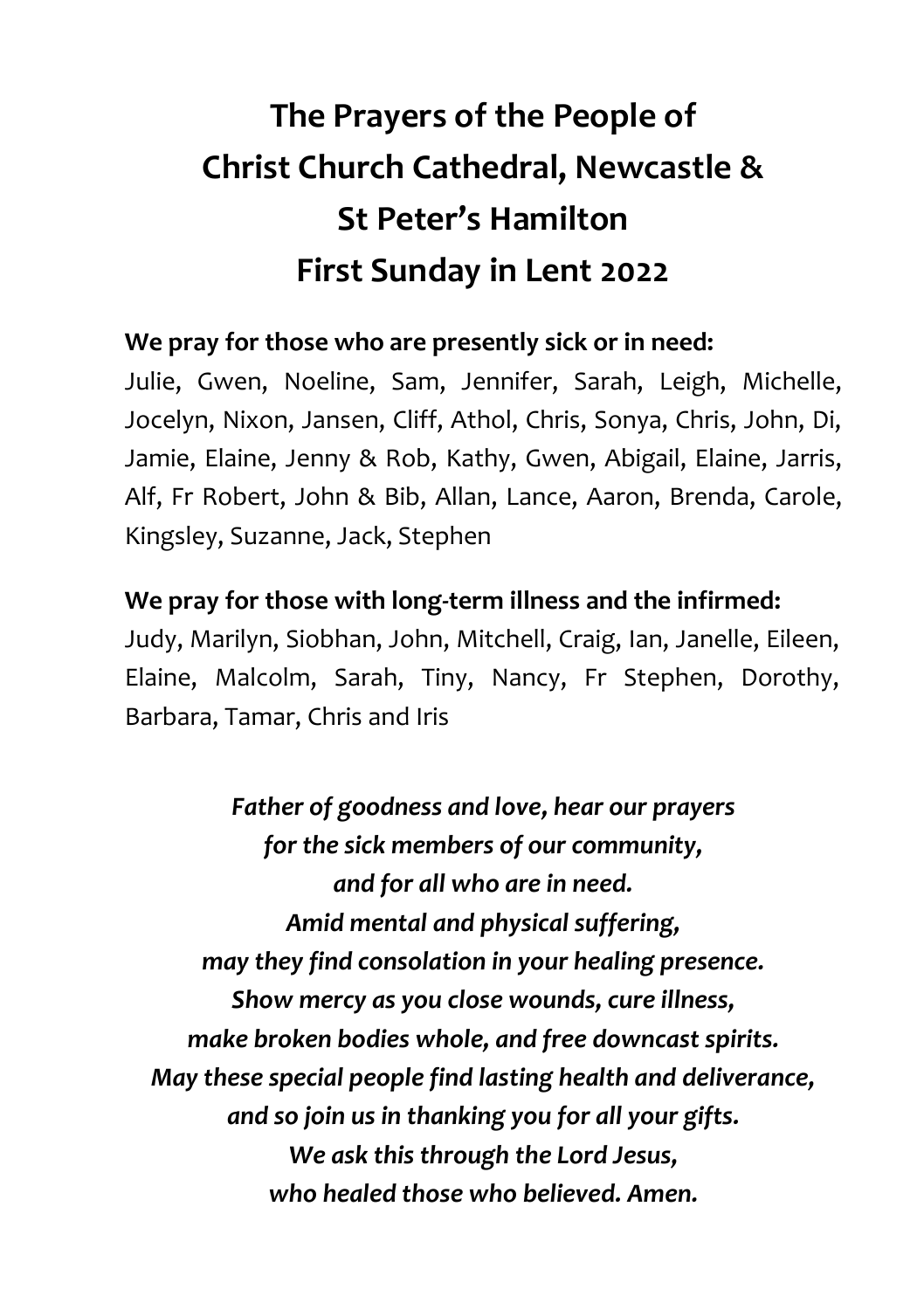# The Prayers of the People of Christ Church Cathedral, Newcastle & St Peter's Hamilton First Sunday in Lent 2022

**We pray for those who are presently sick or in need:**
Julie, Gwen, Noeline, Sam, Jennifer, Sarah, Leigh, Michelle, Jocelyn, Nixon, Jansen, Cliff, Athol, Chris, Sonya, Chris, John, Di, Jamie, Elaine, Jenny & Rob, Kathy, Gwen, Abigail, Elaine, Jarris, Alf, Fr Robert, John & Bib, Allan, Lance, Aaron, Brenda, Carole, Kingsley, Suzanne, Jack, Stephen

**We pray for those with long-term illness and the infirmed:**
Judy, Marilyn, Siobhan, John, Mitchell, Craig, Ian, Janelle, Eileen, Elaine, Malcolm, Sarah, Tiny, Nancy, Fr Stephen, Dorothy, Barbara, Tamar, Chris and Iris

***Father of goodness and love, hear our prayers***
***for the sick members of our community,***
***and for all who are in need.***
***Amid mental and physical suffering,***
***may they find consolation in your healing presence.***
***Show mercy as you close wounds, cure illness,***
***make broken bodies whole, and free downcast spirits.***
***May these special people find lasting health and deliverance,***
***and so join us in thanking you for all your gifts.***
***We ask this through the Lord Jesus,***
***who healed those who believed. Amen.***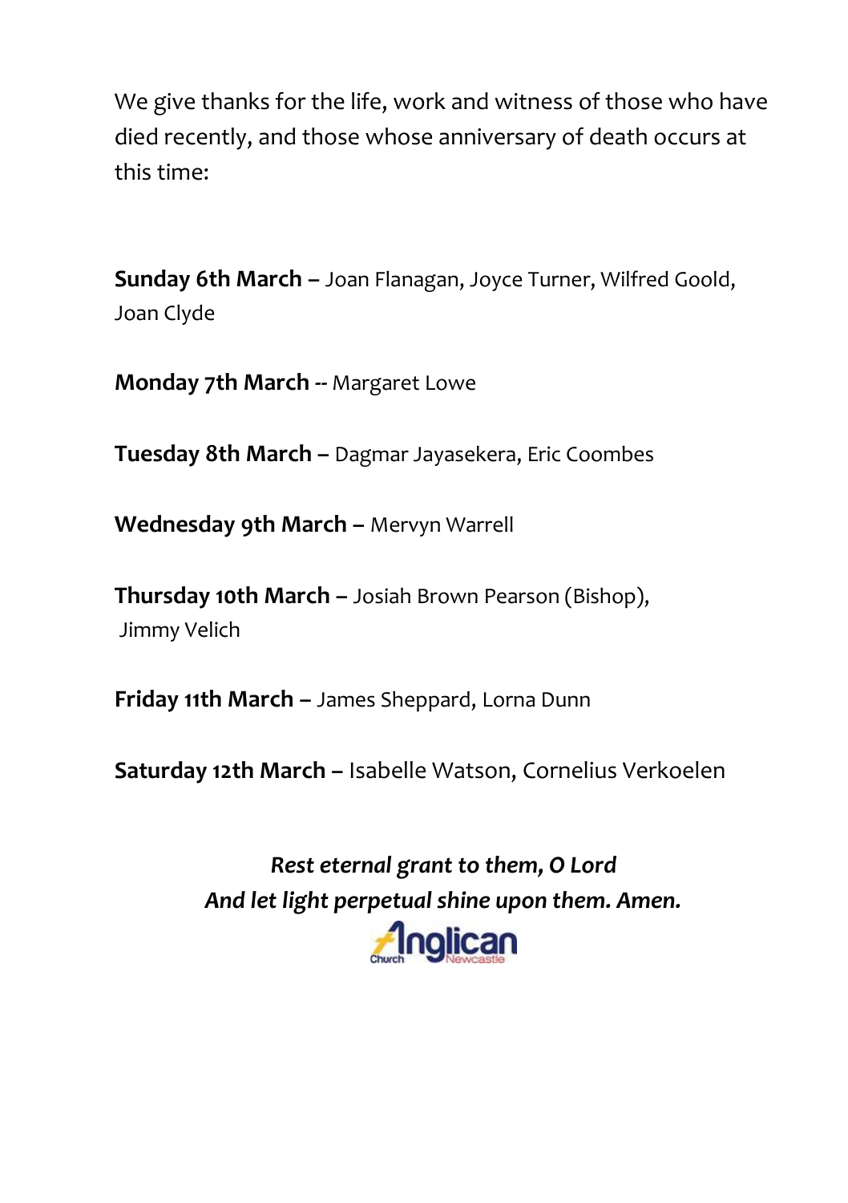We give thanks for the life, work and witness of those who have died recently, and those whose anniversary of death occurs at this time:

**Sunday 6th March –** Joan Flanagan, Joyce Turner, Wilfred Goold, Joan Clyde

**Monday 7th March --** Margaret Lowe

**Tuesday 8th March –** Dagmar Jayasekera, Eric Coombes

**Wednesday 9th March –** Mervyn Warrell

**Thursday 10th March –** Josiah Brown Pearson (Bishop), Jimmy Velich

**Friday 11th March –** James Sheppard, Lorna Dunn

**Saturday 12th March –** Isabelle Watson, Cornelius Verkoelen

***Rest eternal grant to them, O Lord***
***And let light perpetual shine upon them. Amen.***

Anglican Church Newcastle